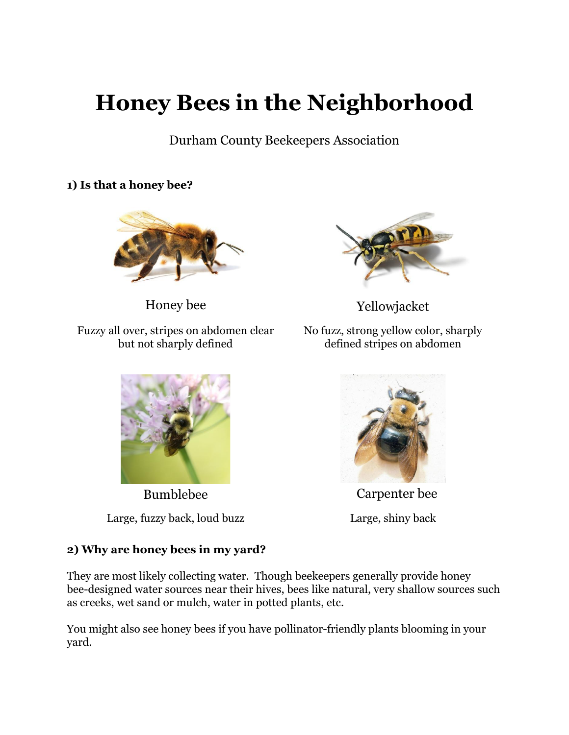# Honey Bees in the Neighborhood

Durham County Beekeepers Association

**1) Is that a honey bee?**

Honey bee

Fuzzy all over, stripes on abdomen clear but not sharply defined

Yellowjacket

No fuzz, strong yellow color, sharply defined stripes on abdomen

Bumblebee

Large, fuzzy back, loud buzz

Carpenter bee

Large, shiny back

**2) Why are honey bees in my yard?**

They are most likely collecting water. Though beekeepers generally provide honey bee-designed water sources near their hives, bees like natural, very shallow sources such as creeks, wet sand or mulch, water in potted plants, etc.

You might also see honey bees if you have pollinator-friendly plants blooming in your yard.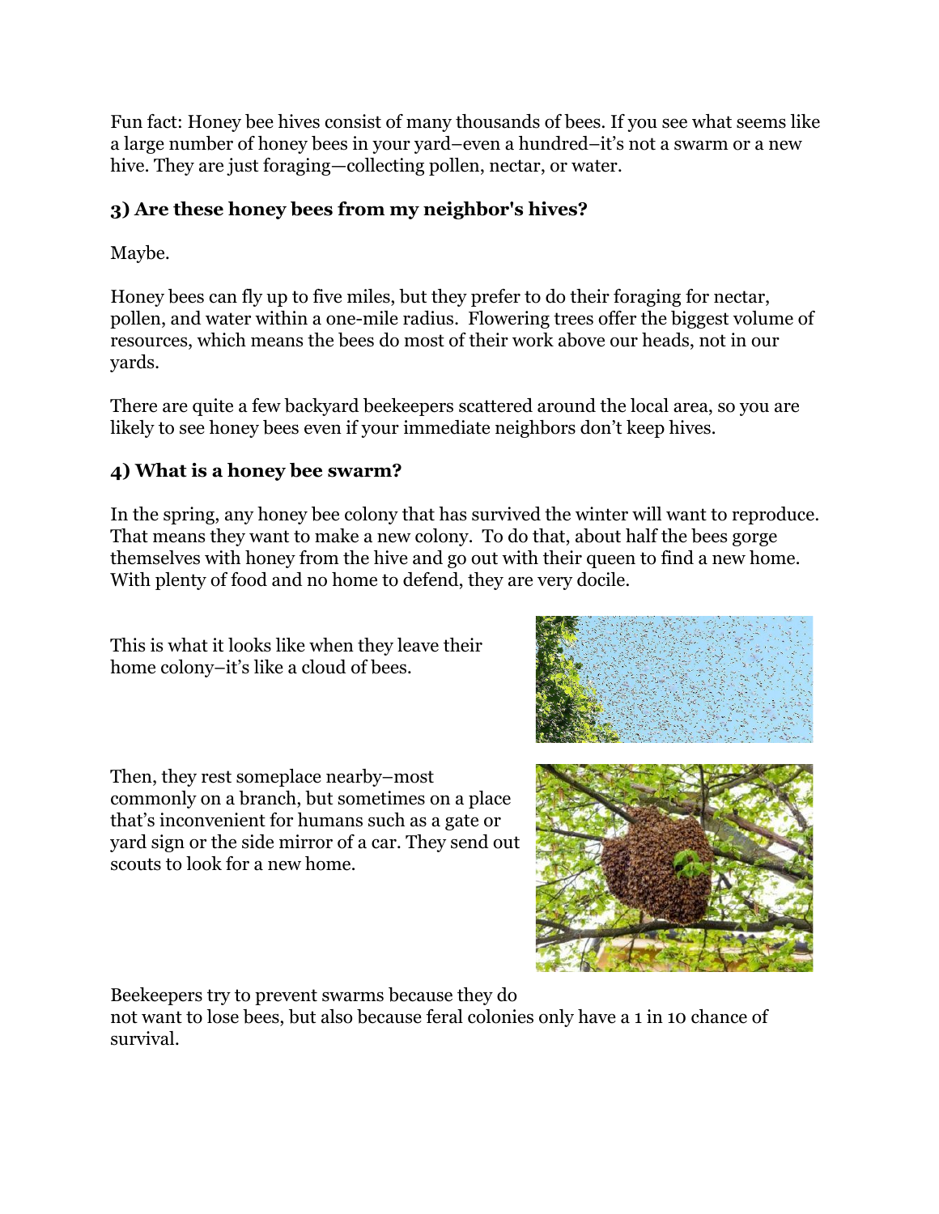Fun fact: Honey bee hives consist of many thousands of bees. If you see what seems like a large number of honey bees in your yard–even a hundred–it's not a swarm or a new hive. They are just foraging—collecting pollen, nectar, or water.

### 3) Are these honey bees from my neighbor's hives?

Maybe.

Honey bees can fly up to five miles, but they prefer to do their foraging for nectar, pollen, and water within a one-mile radius. Flowering trees offer the biggest volume of resources, which means the bees do most of their work above our heads, not in our yards.

There are quite a few backyard beekeepers scattered around the local area, so you are likely to see honey bees even if your immediate neighbors don't keep hives.

### 4) What is a honey bee swarm?

In the spring, any honey bee colony that has survived the winter will want to reproduce. That means they want to make a new colony. To do that, about half the bees gorge themselves with honey from the hive and go out with their queen to find a new home. With plenty of food and no home to defend, they are very docile.

This is what it looks like when they leave their home colony–it's like a cloud of bees.

Then, they rest someplace nearby–most commonly on a branch, but sometimes on a place that's inconvenient for humans such as a gate or yard sign or the side mirror of a car. They send out scouts to look for a new home.

Beekeepers try to prevent swarms because they do not want to lose bees, but also because feral colonies only have a 1 in 10 chance of survival.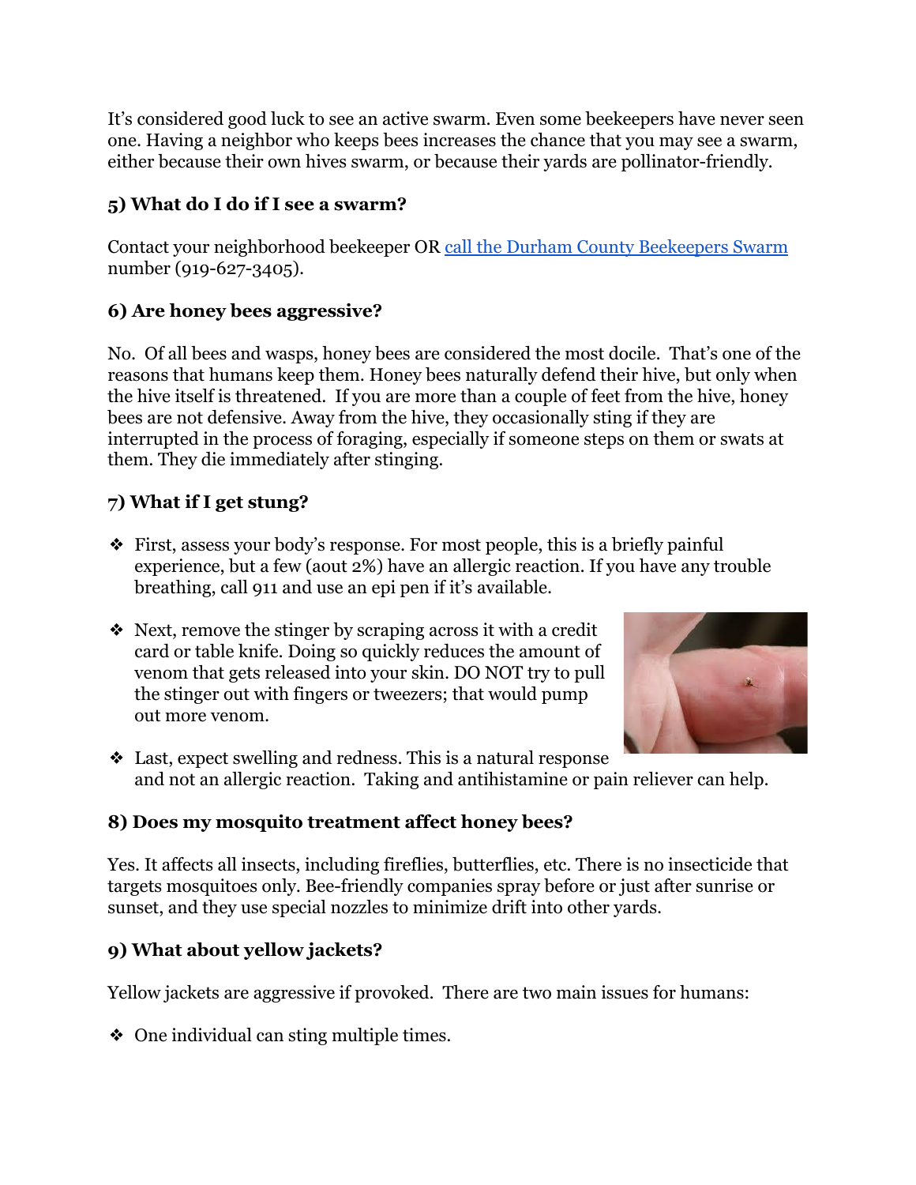It's considered good luck to see an active swarm. Even some beekeepers have never seen one. Having a neighbor who keeps bees increases the chance that you may see a swarm, either because their own hives swarm, or because their yards are pollinator-friendly.

### 5) What do I do if I see a swarm?

Contact your neighborhood beekeeper OR [call the Durham County Beekeepers Swarm](#) number (919-627-3405).

### 6) Are honey bees aggressive?

No. Of all bees and wasps, honey bees are considered the most docile. That's one of the reasons that humans keep them. Honey bees naturally defend their hive, but only when the hive itself is threatened. If you are more than a couple of feet from the hive, honey bees are not defensive. Away from the hive, they occasionally sting if they are interrupted in the process of foraging, especially if someone steps on them or swats at them. They die immediately after stinging.

### 7) What if I get stung?

- First, assess your body's response. For most people, this is a briefly painful experience, but a few (aout 2%) have an allergic reaction. If you have any trouble breathing, call 911 and use an epi pen if it's available.
- Next, remove the stinger by scraping across it with a credit card or table knife. Doing so quickly reduces the amount of venom that gets released into your skin. DO NOT try to pull the stinger out with fingers or tweezers; that would pump out more venom.
- Last, expect swelling and redness. This is a natural response and not an allergic reaction. Taking and antihistamine or pain reliever can help.

### 8) Does my mosquito treatment affect honey bees?

Yes. It affects all insects, including fireflies, butterflies, etc. There is no insecticide that targets mosquitoes only. Bee-friendly companies spray before or just after sunrise or sunset, and they use special nozzles to minimize drift into other yards.

### 9) What about yellow jackets?

Yellow jackets are aggressive if provoked. There are two main issues for humans:

- One individual can sting multiple times.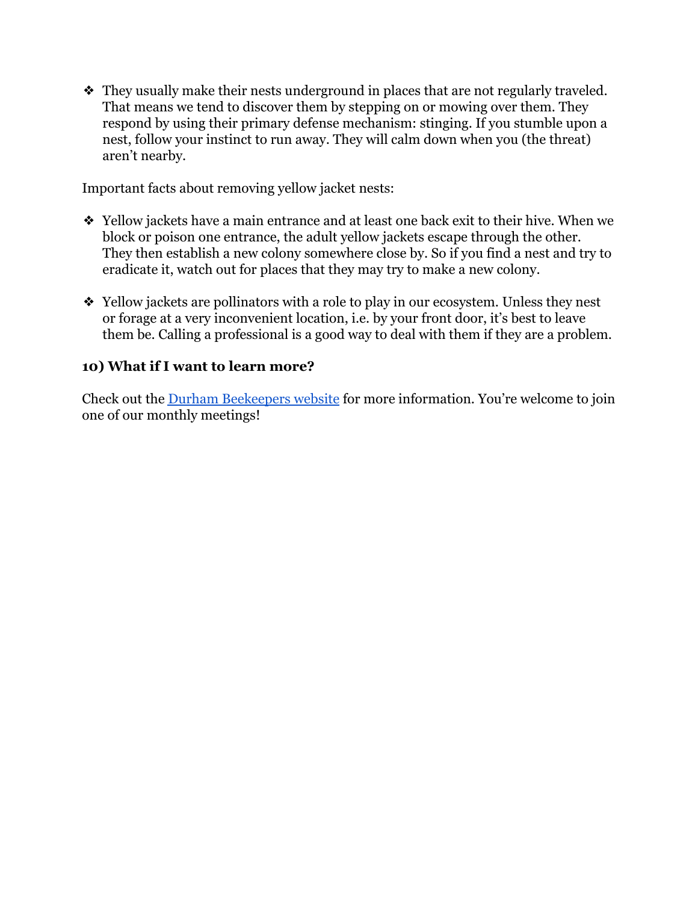- They usually make their nests underground in places that are not regularly traveled. That means we tend to discover them by stepping on or mowing over them. They respond by using their primary defense mechanism: stinging. If you stumble upon a nest, follow your instinct to run away. They will calm down when you (the threat) aren't nearby.

Important facts about removing yellow jacket nests:

- Yellow jackets have a main entrance and at least one back exit to their hive. When we block or poison one entrance, the adult yellow jackets escape through the other. They then establish a new colony somewhere close by. So if you find a nest and try to eradicate it, watch out for places that they may try to make a new colony.

- Yellow jackets are pollinators with a role to play in our ecosystem. Unless they nest or forage at a very inconvenient location, i.e. by your front door, it's best to leave them be. Calling a professional is a good way to deal with them if they are a problem.

### 10) What if I want to learn more?

Check out the Durham Beekeepers website for more information. You're welcome to join one of our monthly meetings!